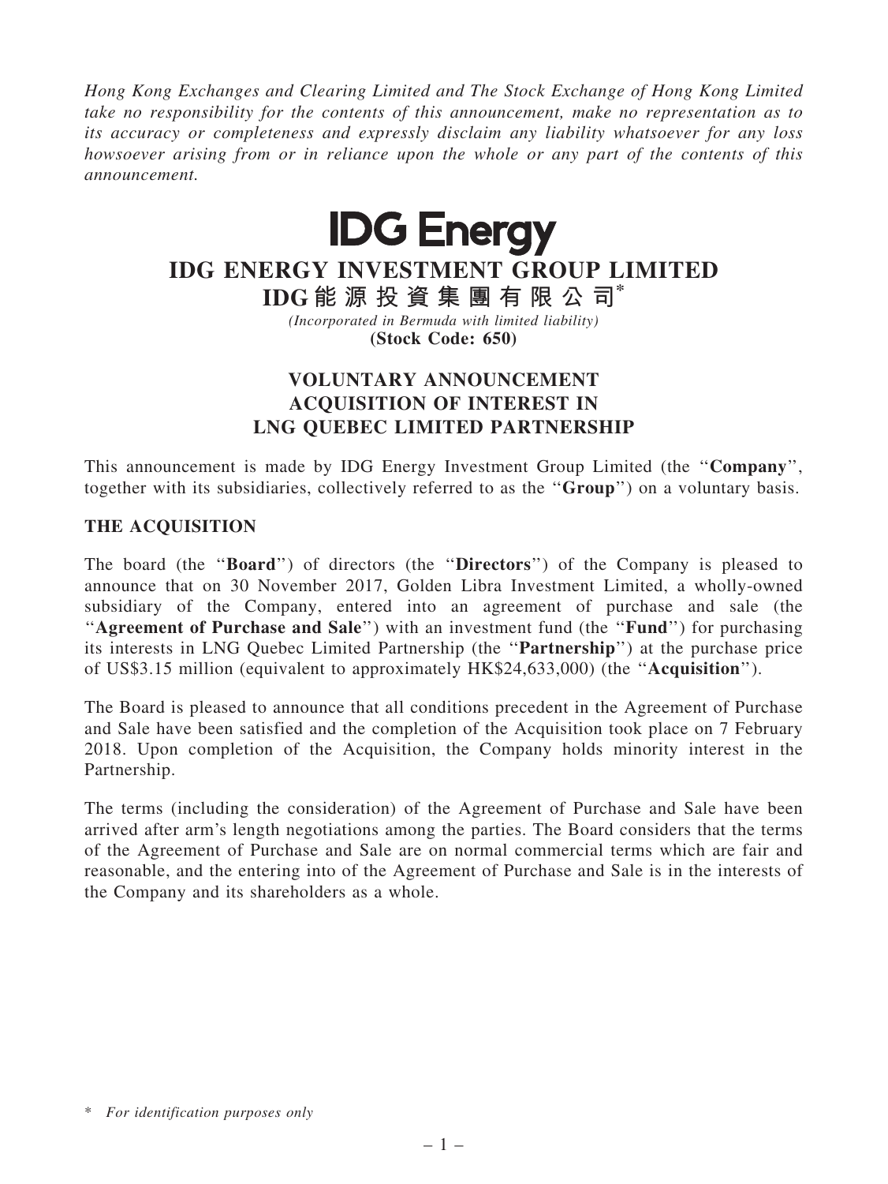*Hong Kong Exchanges and Clearing Limited and The Stock Exchange of Hong Kong Limited take no responsibility for the contents of this announcement, make no representation as to its accuracy or completeness and expressly disclaim any liability whatsoever for any loss howsoever arising from or in reliance upon the whole or any part of the contents of this announcement.*

**IDG Energy**

# IDG ENERGY INVESTMENT GROUP LIMITED
# IDG能源投資集團有限公司*

*(Incorporated in Bermuda with limited liability)*
**(Stock Code: 650)**

## VOLUNTARY ANNOUNCEMENT ACQUISITION OF INTEREST IN LNG QUEBEC LIMITED PARTNERSHIP

This announcement is made by IDG Energy Investment Group Limited (the "**Company**", together with its subsidiaries, collectively referred to as the "**Group**") on a voluntary basis.

### THE ACQUISITION

The board (the "**Board**") of directors (the "**Directors**") of the Company is pleased to announce that on 30 November 2017, Golden Libra Investment Limited, a wholly-owned subsidiary of the Company, entered into an agreement of purchase and sale (the "**Agreement of Purchase and Sale**") with an investment fund (the "**Fund**") for purchasing its interests in LNG Quebec Limited Partnership (the "**Partnership**") at the purchase price of US$3.15 million (equivalent to approximately HK$24,633,000) (the "**Acquisition**").

The Board is pleased to announce that all conditions precedent in the Agreement of Purchase and Sale have been satisfied and the completion of the Acquisition took place on 7 February 2018. Upon completion of the Acquisition, the Company holds minority interest in the Partnership.

The terms (including the consideration) of the Agreement of Purchase and Sale have been arrived after arm's length negotiations among the parties. The Board considers that the terms of the Agreement of Purchase and Sale are on normal commercial terms which are fair and reasonable, and the entering into of the Agreement of Purchase and Sale is in the interests of the Company and its shareholders as a whole.

\* *For identification purposes only*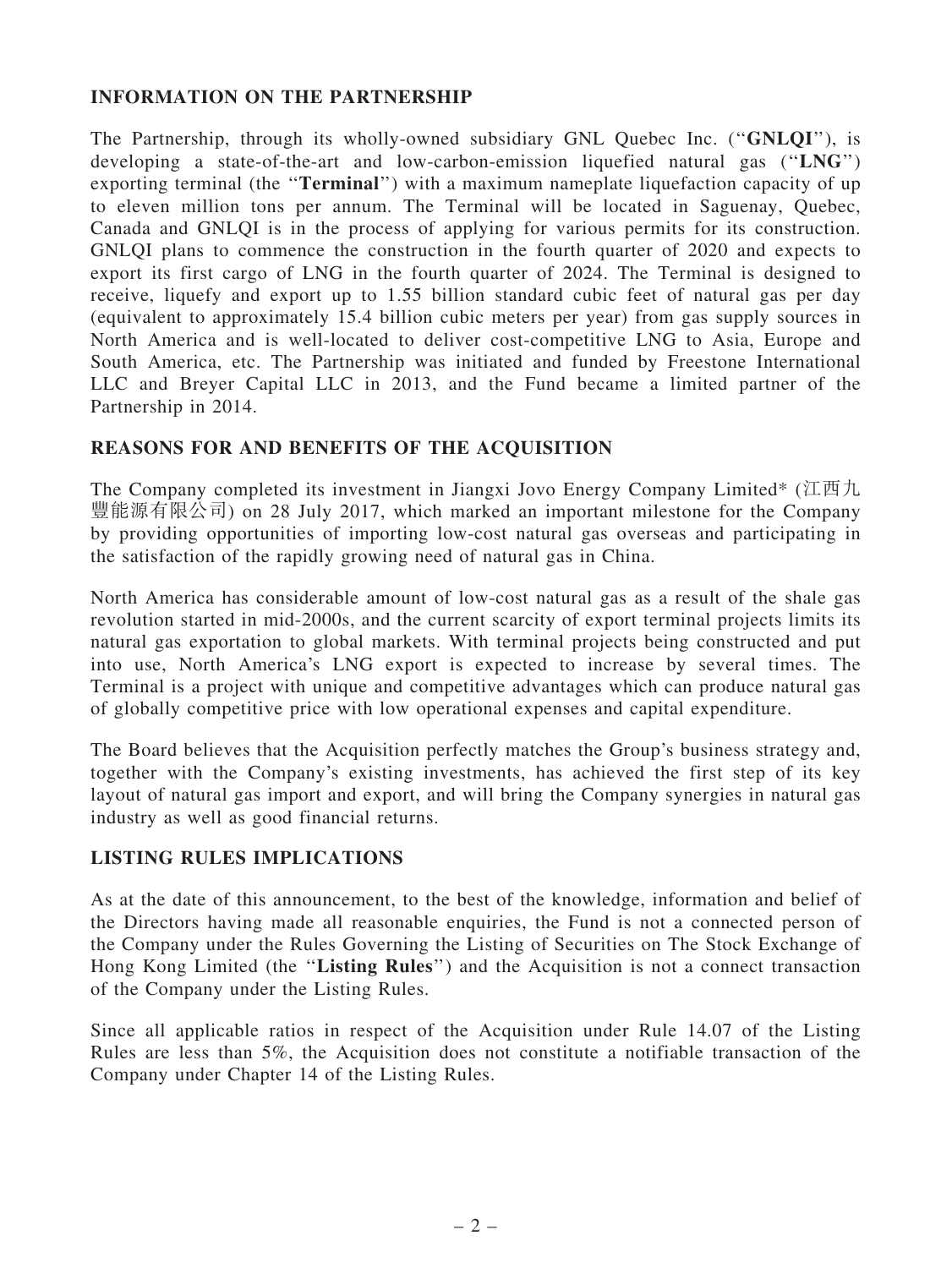## INFORMATION ON THE PARTNERSHIP

The Partnership, through its wholly-owned subsidiary GNL Quebec Inc. ("**GNLQI**"), is developing a state-of-the-art and low-carbon-emission liquefied natural gas ("**LNG**") exporting terminal (the "**Terminal**") with a maximum nameplate liquefaction capacity of up to eleven million tons per annum. The Terminal will be located in Saguenay, Quebec, Canada and GNLQI is in the process of applying for various permits for its construction. GNLQI plans to commence the construction in the fourth quarter of 2020 and expects to export its first cargo of LNG in the fourth quarter of 2024. The Terminal is designed to receive, liquefy and export up to 1.55 billion standard cubic feet of natural gas per day (equivalent to approximately 15.4 billion cubic meters per year) from gas supply sources in North America and is well-located to deliver cost-competitive LNG to Asia, Europe and South America, etc. The Partnership was initiated and funded by Freestone International LLC and Breyer Capital LLC in 2013, and the Fund became a limited partner of the Partnership in 2014.

## REASONS FOR AND BENEFITS OF THE ACQUISITION

The Company completed its investment in Jiangxi Jovo Energy Company Limited* (江西九豐能源有限公司) on 28 July 2017, which marked an important milestone for the Company by providing opportunities of importing low-cost natural gas overseas and participating in the satisfaction of the rapidly growing need of natural gas in China.

North America has considerable amount of low-cost natural gas as a result of the shale gas revolution started in mid-2000s, and the current scarcity of export terminal projects limits its natural gas exportation to global markets. With terminal projects being constructed and put into use, North America's LNG export is expected to increase by several times. The Terminal is a project with unique and competitive advantages which can produce natural gas of globally competitive price with low operational expenses and capital expenditure.

The Board believes that the Acquisition perfectly matches the Group's business strategy and, together with the Company's existing investments, has achieved the first step of its key layout of natural gas import and export, and will bring the Company synergies in natural gas industry as well as good financial returns.

## LISTING RULES IMPLICATIONS

As at the date of this announcement, to the best of the knowledge, information and belief of the Directors having made all reasonable enquiries, the Fund is not a connected person of the Company under the Rules Governing the Listing of Securities on The Stock Exchange of Hong Kong Limited (the "**Listing Rules**") and the Acquisition is not a connect transaction of the Company under the Listing Rules.

Since all applicable ratios in respect of the Acquisition under Rule 14.07 of the Listing Rules are less than 5%, the Acquisition does not constitute a notifiable transaction of the Company under Chapter 14 of the Listing Rules.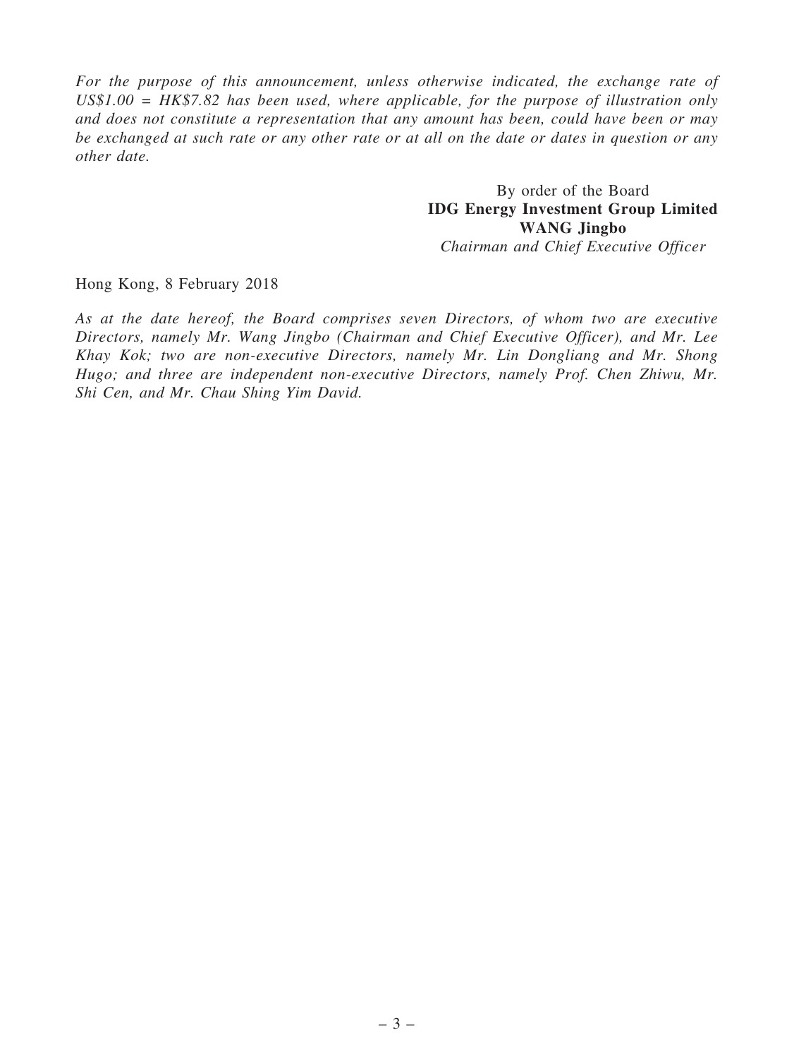*For the purpose of this announcement, unless otherwise indicated, the exchange rate of US$1.00 = HK$7.82 has been used, where applicable, for the purpose of illustration only and does not constitute a representation that any amount has been, could have been or may be exchanged at such rate or any other rate or at all on the date or dates in question or any other date.*

By order of the Board
**IDG Energy Investment Group Limited**
**WANG Jingbo**
*Chairman and Chief Executive Officer*

Hong Kong, 8 February 2018

*As at the date hereof, the Board comprises seven Directors, of whom two are executive Directors, namely Mr. Wang Jingbo (Chairman and Chief Executive Officer), and Mr. Lee Khay Kok; two are non-executive Directors, namely Mr. Lin Dongliang and Mr. Shong Hugo; and three are independent non-executive Directors, namely Prof. Chen Zhiwu, Mr. Shi Cen, and Mr. Chau Shing Yim David.*